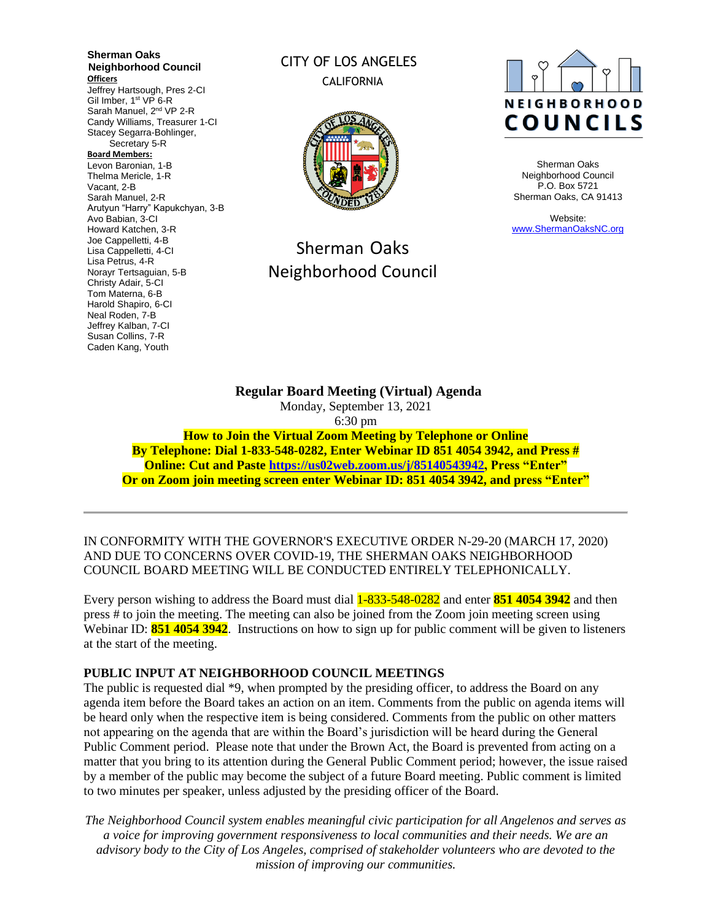**Sherman Oaks Neighborhood Council**

**Officers**

Jeffrey Hartsough, Pres 2-CI
Gil Imber, 1st VP 6-R
Sarah Manuel, 2nd VP 2-R
Candy Williams, Treasurer 1-CI
Stacey Segarra-Bohlinger, Secretary 5-R

**Board Members:**

Levon Baronian, 1-B
Thelma Mericle, 1-R
Vacant, 2-B
Sarah Manuel, 2-R
Arutyun "Harry" Kapukchyan, 3-B
Avo Babian, 3-CI
Howard Katchen, 3-R
Joe Cappelletti, 4-B
Lisa Cappelletti, 4-CI
Lisa Petrus, 4-R
Norayr Tertsaguian, 5-B
Christy Adair, 5-CI
Tom Materna, 6-B
Harold Shapiro, 6-CI
Neal Roden, 7-B
Jeffrey Kalban, 7-CI
Susan Collins, 7-R
Caden Kang, Youth

CITY OF LOS ANGELES
CALIFORNIA

Sherman Oaks Neighborhood Council

NEIGHBORHOOD COUNCILS

Sherman Oaks Neighborhood Council
P.O. Box 5721
Sherman Oaks, CA 91413

Website:
www.ShermanOaksNC.org

**Regular Board Meeting (Virtual) Agenda**
Monday, September 13, 2021
6:30 pm

**How to Join the Virtual Zoom Meeting by Telephone or Online**
**By Telephone: Dial 1-833-548-0282, Enter Webinar ID 851 4054 3942, and Press #**
**Online: Cut and Paste https://us02web.zoom.us/j/85140543942, Press "Enter"**
**Or on Zoom join meeting screen enter Webinar ID: 851 4054 3942, and press "Enter"**

---

IN CONFORMITY WITH THE GOVERNOR'S EXECUTIVE ORDER N-29-20 (MARCH 17, 2020) AND DUE TO CONCERNS OVER COVID-19, THE SHERMAN OAKS NEIGHBORHOOD COUNCIL BOARD MEETING WILL BE CONDUCTED ENTIRELY TELEPHONICALLY.

Every person wishing to address the Board must dial 1-833-548-0282 and enter **851 4054 3942** and then press # to join the meeting. The meeting can also be joined from the Zoom join meeting screen using Webinar ID: **851 4054 3942**. Instructions on how to sign up for public comment will be given to listeners at the start of the meeting.

**PUBLIC INPUT AT NEIGHBORHOOD COUNCIL MEETINGS**

The public is requested dial *9, when prompted by the presiding officer, to address the Board on any agenda item before the Board takes an action on an item. Comments from the public on agenda items will be heard only when the respective item is being considered. Comments from the public on other matters not appearing on the agenda that are within the Board's jurisdiction will be heard during the General Public Comment period. Please note that under the Brown Act, the Board is prevented from acting on a matter that you bring to its attention during the General Public Comment period; however, the issue raised by a member of the public may become the subject of a future Board meeting. Public comment is limited to two minutes per speaker, unless adjusted by the presiding officer of the Board.

*The Neighborhood Council system enables meaningful civic participation for all Angelenos and serves as a voice for improving government responsiveness to local communities and their needs. We are an advisory body to the City of Los Angeles, comprised of stakeholder volunteers who are devoted to the mission of improving our communities.*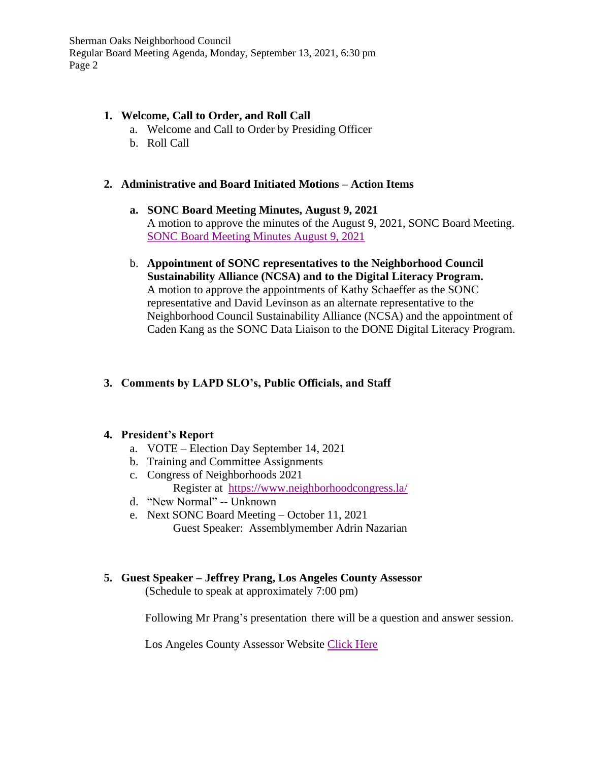**1. Welcome, Call to Order, and Roll Call**

a. Welcome and Call to Order by Presiding Officer
b. Roll Call

**2. Administrative and Board Initiated Motions – Action Items**

**a. SONC Board Meeting Minutes, August 9, 2021**
A motion to approve the minutes of the August 9, 2021, SONC Board Meeting.
SONC Board Meeting Minutes August 9, 2021

b. **Appointment of SONC representatives to the Neighborhood Council Sustainability Alliance (NCSA) and to the Digital Literacy Program.**
A motion to approve the appointments of Kathy Schaeffer as the SONC representative and David Levinson as an alternate representative to the Neighborhood Council Sustainability Alliance (NCSA) and the appointment of Caden Kang as the SONC Data Liaison to the DONE Digital Literacy Program.

**3. Comments by LAPD SLO's, Public Officials, and Staff**

**4. President's Report**

a. VOTE – Election Day September 14, 2021
b. Training and Committee Assignments
c. Congress of Neighborhoods 2021
Register at https://www.neighborhoodcongress.la/
d. "New Normal" -- Unknown
e. Next SONC Board Meeting – October 11, 2021
Guest Speaker: Assemblymember Adrin Nazarian

**5. Guest Speaker – Jeffrey Prang, Los Angeles County Assessor**
(Schedule to speak at approximately 7:00 pm)

Following Mr Prang's presentation there will be a question and answer session.

Los Angeles County Assessor Website Click Here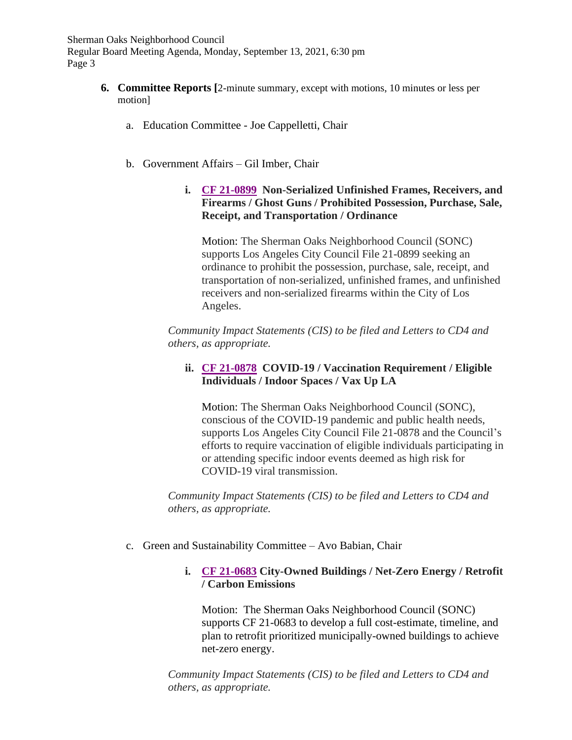**6. Committee Reports [**2-minute summary, except with motions, 10 minutes or less per motion]

a. Education Committee - Joe Cappelletti, Chair

b. Government Affairs – Gil Imber, Chair

**i. CF 21-0899 Non-Serialized Unfinished Frames, Receivers, and Firearms / Ghost Guns / Prohibited Possession, Purchase, Sale, Receipt, and Transportation / Ordinance**

Motion: The Sherman Oaks Neighborhood Council (SONC) supports Los Angeles City Council File 21-0899 seeking an ordinance to prohibit the possession, purchase, sale, receipt, and transportation of non-serialized, unfinished frames, and unfinished receivers and non-serialized firearms within the City of Los Angeles.

*Community Impact Statements (CIS) to be filed and Letters to CD4 and others, as appropriate.*

**ii. CF 21-0878 COVID-19 / Vaccination Requirement / Eligible Individuals / Indoor Spaces / Vax Up LA**

Motion: The Sherman Oaks Neighborhood Council (SONC), conscious of the COVID-19 pandemic and public health needs, supports Los Angeles City Council File 21-0878 and the Council's efforts to require vaccination of eligible individuals participating in or attending specific indoor events deemed as high risk for COVID-19 viral transmission.

*Community Impact Statements (CIS) to be filed and Letters to CD4 and others, as appropriate.*

c. Green and Sustainability Committee – Avo Babian, Chair

**i. CF 21-0683 City-Owned Buildings / Net-Zero Energy / Retrofit / Carbon Emissions**

Motion: The Sherman Oaks Neighborhood Council (SONC) supports CF 21-0683 to develop a full cost-estimate, timeline, and plan to retrofit prioritized municipally-owned buildings to achieve net-zero energy.

*Community Impact Statements (CIS) to be filed and Letters to CD4 and others, as appropriate.*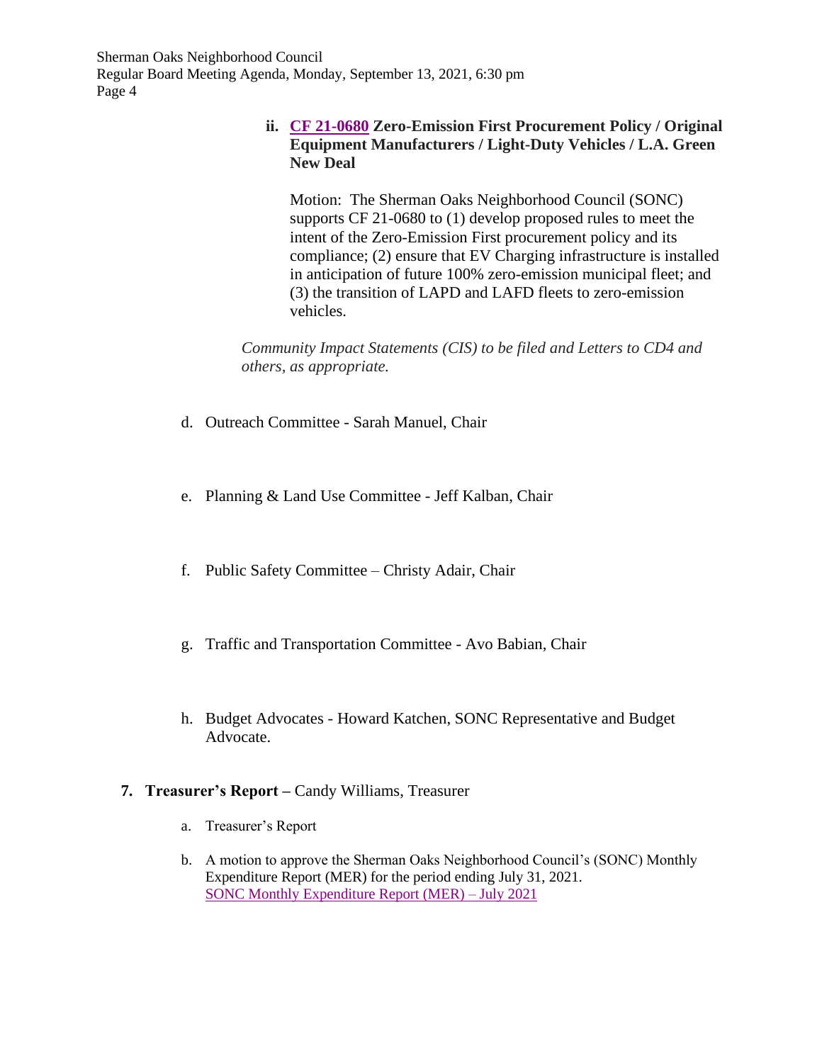**ii. CF 21-0680 Zero-Emission First Procurement Policy / Original Equipment Manufacturers / Light-Duty Vehicles / L.A. Green New Deal**

Motion: The Sherman Oaks Neighborhood Council (SONC) supports CF 21-0680 to (1) develop proposed rules to meet the intent of the Zero-Emission First procurement policy and its compliance; (2) ensure that EV Charging infrastructure is installed in anticipation of future 100% zero-emission municipal fleet; and (3) the transition of LAPD and LAFD fleets to zero-emission vehicles.

*Community Impact Statements (CIS) to be filed and Letters to CD4 and others, as appropriate.*

d. Outreach Committee - Sarah Manuel, Chair

e. Planning & Land Use Committee - Jeff Kalban, Chair

f. Public Safety Committee – Christy Adair, Chair

g. Traffic and Transportation Committee - Avo Babian, Chair

h. Budget Advocates - Howard Katchen, SONC Representative and Budget Advocate.

**7. Treasurer's Report –** Candy Williams, Treasurer

a. Treasurer's Report

b. A motion to approve the Sherman Oaks Neighborhood Council's (SONC) Monthly Expenditure Report (MER) for the period ending July 31, 2021.
SONC Monthly Expenditure Report (MER) – July 2021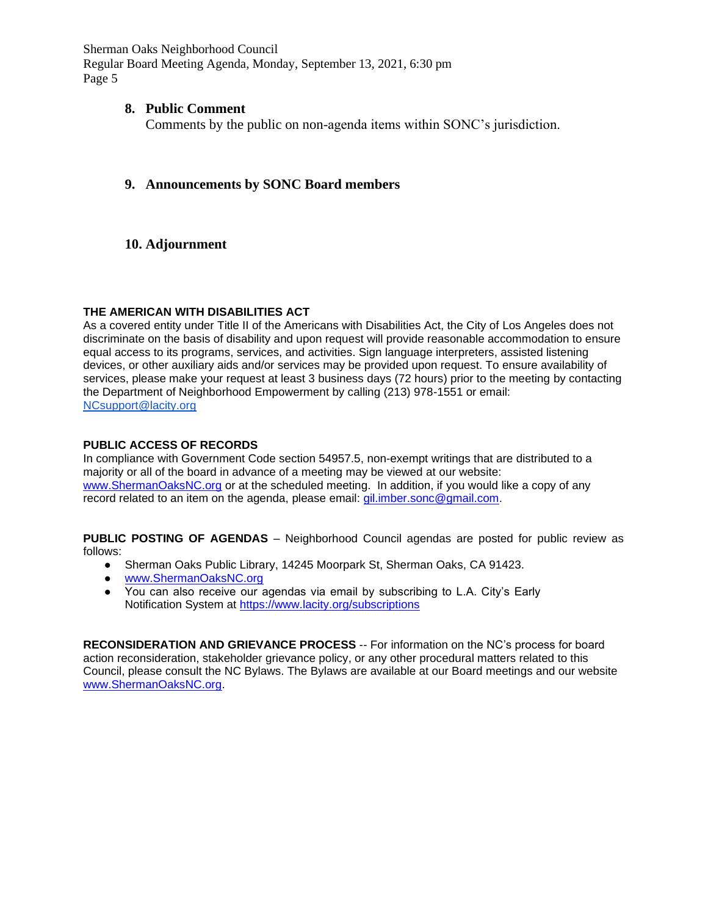**8. Public Comment**

Comments by the public on non-agenda items within SONC's jurisdiction.

**9. Announcements by SONC Board members**

**10. Adjournment**

**THE AMERICAN WITH DISABILITIES ACT**

As a covered entity under Title II of the Americans with Disabilities Act, the City of Los Angeles does not discriminate on the basis of disability and upon request will provide reasonable accommodation to ensure equal access to its programs, services, and activities. Sign language interpreters, assisted listening devices, or other auxiliary aids and/or services may be provided upon request. To ensure availability of services, please make your request at least 3 business days (72 hours) prior to the meeting by contacting the Department of Neighborhood Empowerment by calling (213) 978-1551 or email: NCsupport@lacity.org

**PUBLIC ACCESS OF RECORDS**

In compliance with Government Code section 54957.5, non-exempt writings that are distributed to a majority or all of the board in advance of a meeting may be viewed at our website: www.ShermanOaksNC.org or at the scheduled meeting. In addition, if you would like a copy of any record related to an item on the agenda, please email: gil.imber.sonc@gmail.com.

**PUBLIC POSTING OF AGENDAS** – Neighborhood Council agendas are posted for public review as follows:

- Sherman Oaks Public Library, 14245 Moorpark St, Sherman Oaks, CA 91423.
- www.ShermanOaksNC.org
- You can also receive our agendas via email by subscribing to L.A. City's Early Notification System at https://www.lacity.org/subscriptions

**RECONSIDERATION AND GRIEVANCE PROCESS** -- For information on the NC's process for board action reconsideration, stakeholder grievance policy, or any other procedural matters related to this Council, please consult the NC Bylaws. The Bylaws are available at our Board meetings and our website www.ShermanOaksNC.org.